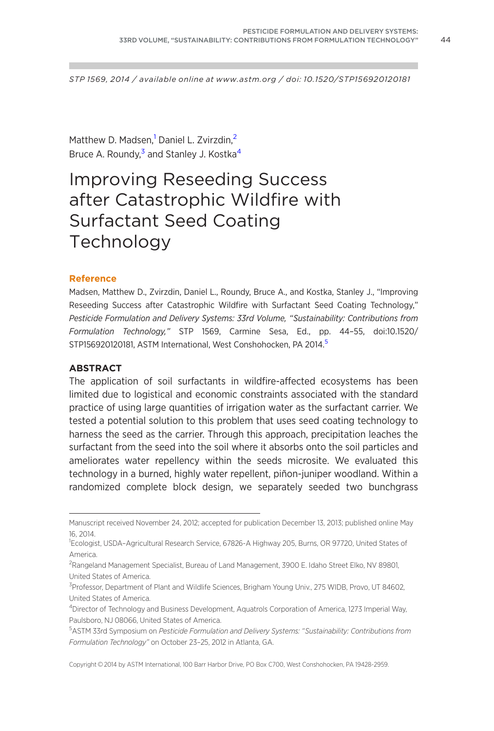STP 1569, 2014 / available online at www.astm.org / doi: 10.1520/STP156920120181

Matthew D. Madsen,[1] Daniel L. Zvirzdin,[2] Bruce A. Roundy,[3] and Stanley J. Kostka[4]

# Improving Reseeding Success after Catastrophic Wildfire with Surfactant Seed Coating Technology

## Reference

Madsen, Matthew D., Zvirzdin, Daniel L., Roundy, Bruce A., and Kostka, Stanley J., "Improving Reseeding Success after Catastrophic Wildfire with Surfactant Seed Coating Technology," *Pesticide Formulation and Delivery Systems: 33rd Volume, "Sustainability: Contributions from Formulation Technology,"* STP 1569, Carmine Sesa, Ed., pp. 44–55, doi:10.1520/STP156920120181, ASTM International, West Conshohocken, PA 2014.[5]

## ABSTRACT

The application of soil surfactants in wildfire-affected ecosystems has been limited due to logistical and economic constraints associated with the standard practice of using large quantities of irrigation water as the surfactant carrier. We tested a potential solution to this problem that uses seed coating technology to harness the seed as the carrier. Through this approach, precipitation leaches the surfactant from the seed into the soil where it absorbs onto the soil particles and ameliorates water repellency within the seeds microsite. We evaluated this technology in a burned, highly water repellent, piñon-juniper woodland. Within a randomized complete block design, we separately seeded two bunchgrass

---

Manuscript received November 24, 2012; accepted for publication December 13, 2013; published online May 16, 2014.

[1]Ecologist, USDA–Agricultural Research Service, 67826-A Highway 205, Burns, OR 97720, United States of America.

[2]Rangeland Management Specialist, Bureau of Land Management, 3900 E. Idaho Street Elko, NV 89801, United States of America.

[3]Professor, Department of Plant and Wildlife Sciences, Brigham Young Univ., 275 WIDB, Provo, UT 84602, United States of America.

[4]Director of Technology and Business Development, Aquatrols Corporation of America, 1273 Imperial Way, Paulsboro, NJ 08066, United States of America.

[5]ASTM 33rd Symposium on *Pesticide Formulation and Delivery Systems: "Sustainability: Contributions from Formulation Technology"* on October 23–25, 2012 in Atlanta, GA.

Copyright © 2014 by ASTM International, 100 Barr Harbor Drive, PO Box C700, West Conshohocken, PA 19428-2959.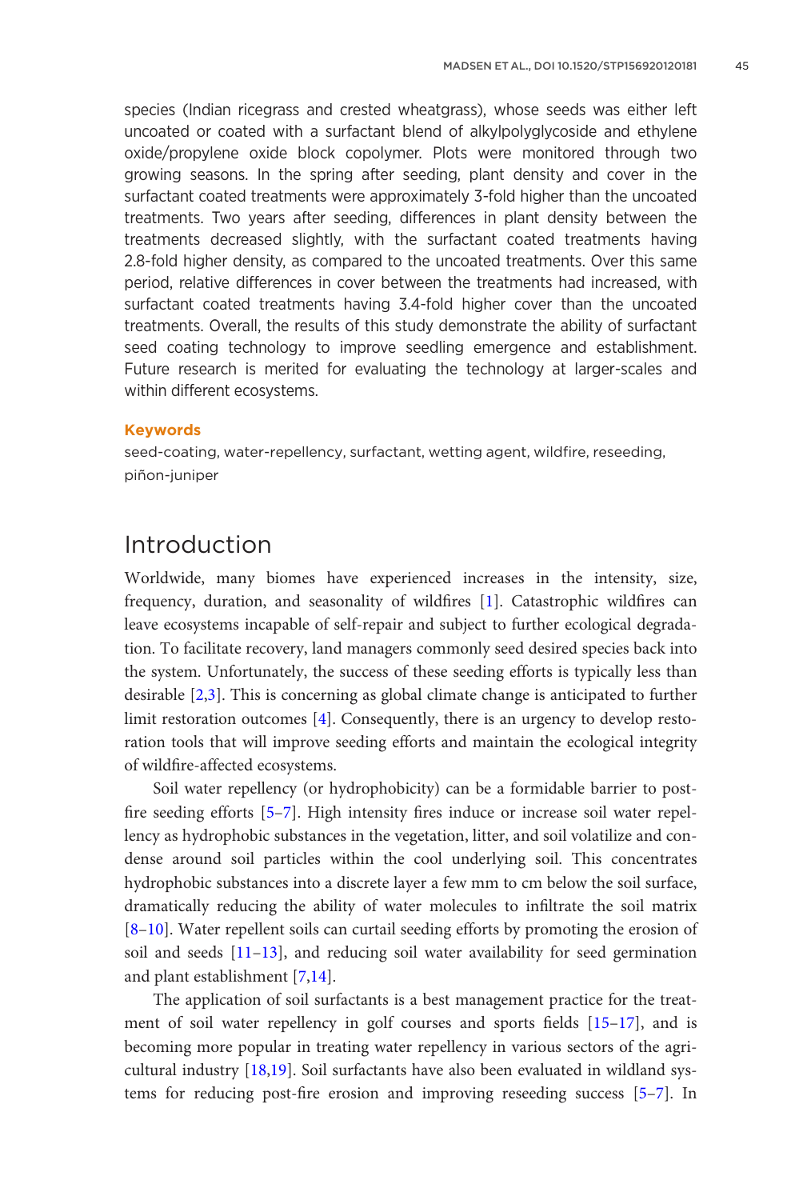species (Indian ricegrass and crested wheatgrass), whose seeds was either left uncoated or coated with a surfactant blend of alkylpolyglycoside and ethylene oxide/propylene oxide block copolymer. Plots were monitored through two growing seasons. In the spring after seeding, plant density and cover in the surfactant coated treatments were approximately 3-fold higher than the uncoated treatments. Two years after seeding, differences in plant density between the treatments decreased slightly, with the surfactant coated treatments having 2.8-fold higher density, as compared to the uncoated treatments. Over this same period, relative differences in cover between the treatments had increased, with surfactant coated treatments having 3.4-fold higher cover than the uncoated treatments. Overall, the results of this study demonstrate the ability of surfactant seed coating technology to improve seedling emergence and establishment. Future research is merited for evaluating the technology at larger-scales and within different ecosystems.

### Keywords

seed-coating, water-repellency, surfactant, wetting agent, wildfire, reseeding, piñon-juniper

## Introduction

Worldwide, many biomes have experienced increases in the intensity, size, frequency, duration, and seasonality of wildfires [1]. Catastrophic wildfires can leave ecosystems incapable of self-repair and subject to further ecological degradation. To facilitate recovery, land managers commonly seed desired species back into the system. Unfortunately, the success of these seeding efforts is typically less than desirable [2,3]. This is concerning as global climate change is anticipated to further limit restoration outcomes [4]. Consequently, there is an urgency to develop restoration tools that will improve seeding efforts and maintain the ecological integrity of wildfire-affected ecosystems.

Soil water repellency (or hydrophobicity) can be a formidable barrier to post-fire seeding efforts [5–7]. High intensity fires induce or increase soil water repellency as hydrophobic substances in the vegetation, litter, and soil volatilize and condense around soil particles within the cool underlying soil. This concentrates hydrophobic substances into a discrete layer a few mm to cm below the soil surface, dramatically reducing the ability of water molecules to infiltrate the soil matrix [8–10]. Water repellent soils can curtail seeding efforts by promoting the erosion of soil and seeds [11–13], and reducing soil water availability for seed germination and plant establishment [7,14].

The application of soil surfactants is a best management practice for the treatment of soil water repellency in golf courses and sports fields [15–17], and is becoming more popular in treating water repellency in various sectors of the agricultural industry [18,19]. Soil surfactants have also been evaluated in wildland systems for reducing post-fire erosion and improving reseeding success [5–7]. In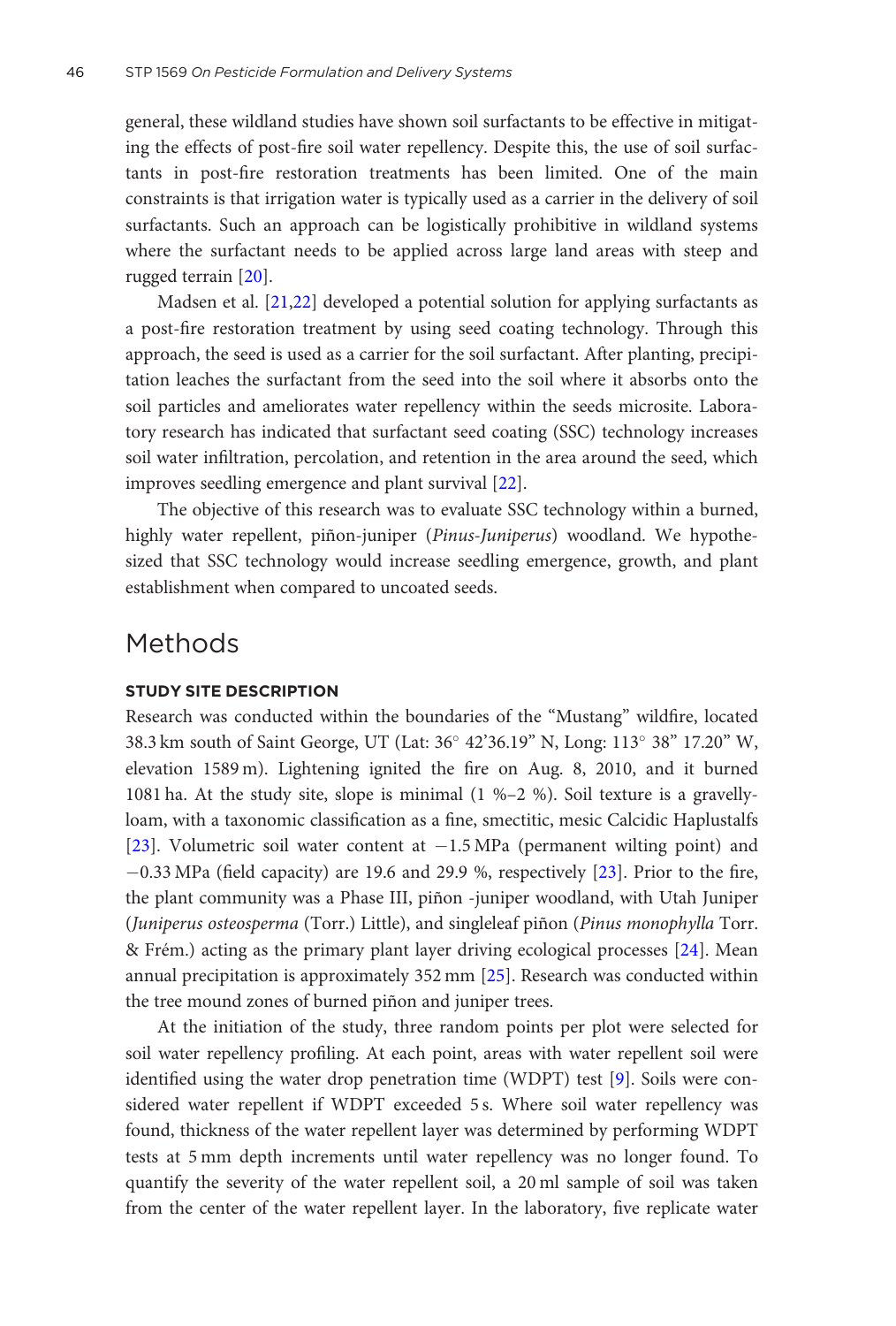general, these wildland studies have shown soil surfactants to be effective in mitigating the effects of post-fire soil water repellency. Despite this, the use of soil surfactants in post-fire restoration treatments has been limited. One of the main constraints is that irrigation water is typically used as a carrier in the delivery of soil surfactants. Such an approach can be logistically prohibitive in wildland systems where the surfactant needs to be applied across large land areas with steep and rugged terrain [20].

Madsen et al. [21,22] developed a potential solution for applying surfactants as a post-fire restoration treatment by using seed coating technology. Through this approach, the seed is used as a carrier for the soil surfactant. After planting, precipitation leaches the surfactant from the seed into the soil where it absorbs onto the soil particles and ameliorates water repellency within the seeds microsite. Laboratory research has indicated that surfactant seed coating (SSC) technology increases soil water infiltration, percolation, and retention in the area around the seed, which improves seedling emergence and plant survival [22].

The objective of this research was to evaluate SSC technology within a burned, highly water repellent, piñon-juniper (*Pinus-Juniperus*) woodland. We hypothesized that SSC technology would increase seedling emergence, growth, and plant establishment when compared to uncoated seeds.

# Methods

### STUDY SITE DESCRIPTION

Research was conducted within the boundaries of the "Mustang" wildfire, located 38.3 km south of Saint George, UT (Lat: 36° 42'36.19" N, Long: 113° 38" 17.20" W, elevation 1589 m). Lightening ignited the fire on Aug. 8, 2010, and it burned 1081 ha. At the study site, slope is minimal (1 %–2 %). Soil texture is a gravelly-loam, with a taxonomic classification as a fine, smectitic, mesic Calcidic Haplustalfs [23]. Volumetric soil water content at −1.5 MPa (permanent wilting point) and −0.33 MPa (field capacity) are 19.6 and 29.9 %, respectively [23]. Prior to the fire, the plant community was a Phase III, piñon -juniper woodland, with Utah Juniper (*Juniperus osteosperma* (Torr.) Little), and singleleaf piñon (*Pinus monophylla* Torr. & Frém.) acting as the primary plant layer driving ecological processes [24]. Mean annual precipitation is approximately 352 mm [25]. Research was conducted within the tree mound zones of burned piñon and juniper trees.

At the initiation of the study, three random points per plot were selected for soil water repellency profiling. At each point, areas with water repellent soil were identified using the water drop penetration time (WDPT) test [9]. Soils were considered water repellent if WDPT exceeded 5 s. Where soil water repellency was found, thickness of the water repellent layer was determined by performing WDPT tests at 5 mm depth increments until water repellency was no longer found. To quantify the severity of the water repellent soil, a 20 ml sample of soil was taken from the center of the water repellent layer. In the laboratory, five replicate water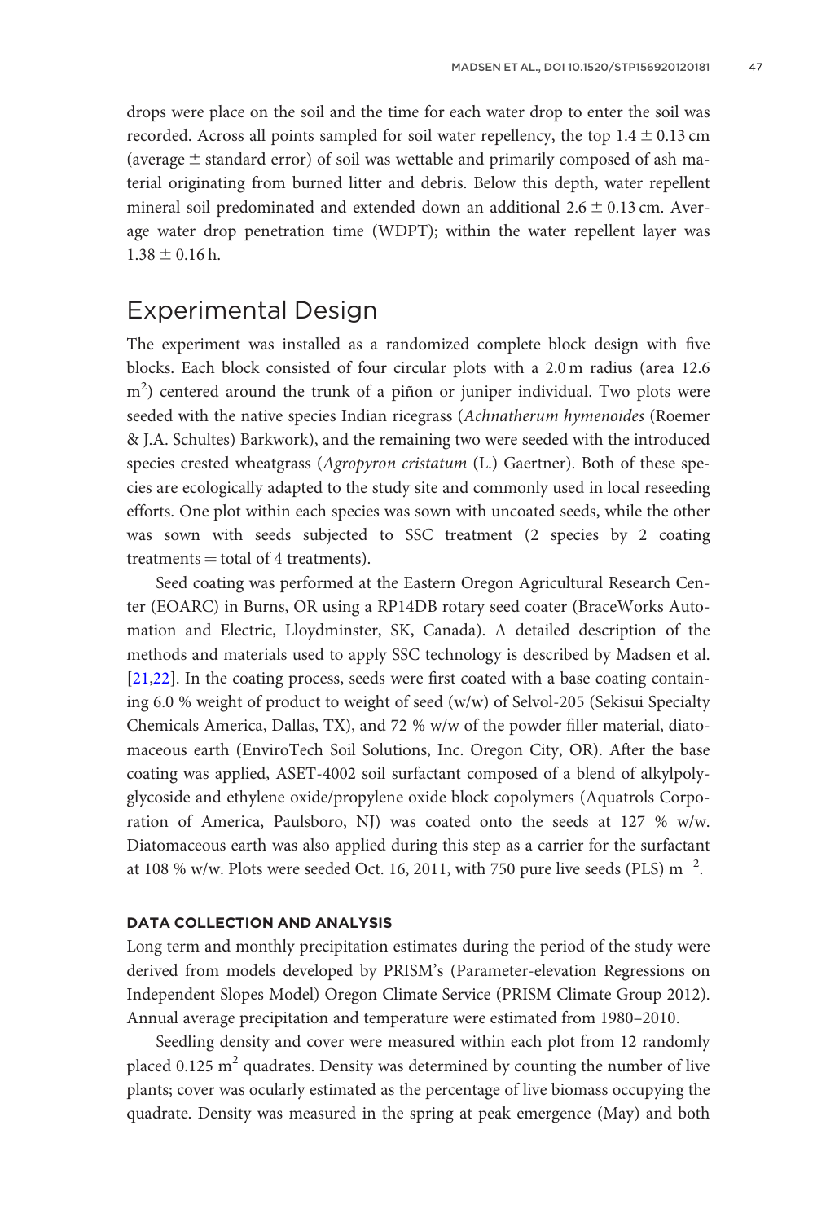drops were place on the soil and the time for each water drop to enter the soil was recorded. Across all points sampled for soil water repellency, the top $1.4 \pm 0.13$ cm (average $\pm$ standard error) of soil was wettable and primarily composed of ash material originating from burned litter and debris. Below this depth, water repellent mineral soil predominated and extended down an additional $2.6 \pm 0.13$ cm. Average water drop penetration time (WDPT); within the water repellent layer was $1.38 \pm 0.16$ h.

## Experimental Design

The experiment was installed as a randomized complete block design with five blocks. Each block consisted of four circular plots with a 2.0 m radius (area 12.6 $m^2$) centered around the trunk of a piñon or juniper individual. Two plots were seeded with the native species Indian ricegrass (*Achnatherum hymenoides* (Roemer & J.A. Schultes) Barkwork), and the remaining two were seeded with the introduced species crested wheatgrass (*Agropyron cristatum* (L.) Gaertner). Both of these species are ecologically adapted to the study site and commonly used in local reseeding efforts. One plot within each species was sown with uncoated seeds, while the other was sown with seeds subjected to SSC treatment (2 species by 2 coating treatments = total of 4 treatments).

Seed coating was performed at the Eastern Oregon Agricultural Research Center (EOARC) in Burns, OR using a RP14DB rotary seed coater (BraceWorks Automation and Electric, Lloydminster, SK, Canada). A detailed description of the methods and materials used to apply SSC technology is described by Madsen et al. [21,22]. In the coating process, seeds were first coated with a base coating containing 6.0 % weight of product to weight of seed (w/w) of Selvol-205 (Sekisui Specialty Chemicals America, Dallas, TX), and 72 % w/w of the powder filler material, diatomaceous earth (EnviroTech Soil Solutions, Inc. Oregon City, OR). After the base coating was applied, ASET-4002 soil surfactant composed of a blend of alkylpolyglycoside and ethylene oxide/propylene oxide block copolymers (Aquatrols Corporation of America, Paulsboro, NJ) was coated onto the seeds at 127 % w/w. Diatomaceous earth was also applied during this step as a carrier for the surfactant at 108 % w/w. Plots were seeded Oct. 16, 2011, with 750 pure live seeds (PLS) $m^{-2}$.

### DATA COLLECTION AND ANALYSIS

Long term and monthly precipitation estimates during the period of the study were derived from models developed by PRISM's (Parameter-elevation Regressions on Independent Slopes Model) Oregon Climate Service (PRISM Climate Group 2012). Annual average precipitation and temperature were estimated from 1980–2010.

Seedling density and cover were measured within each plot from 12 randomly placed 0.125 $m^2$ quadrates. Density was determined by counting the number of live plants; cover was ocularly estimated as the percentage of live biomass occupying the quadrate. Density was measured in the spring at peak emergence (May) and both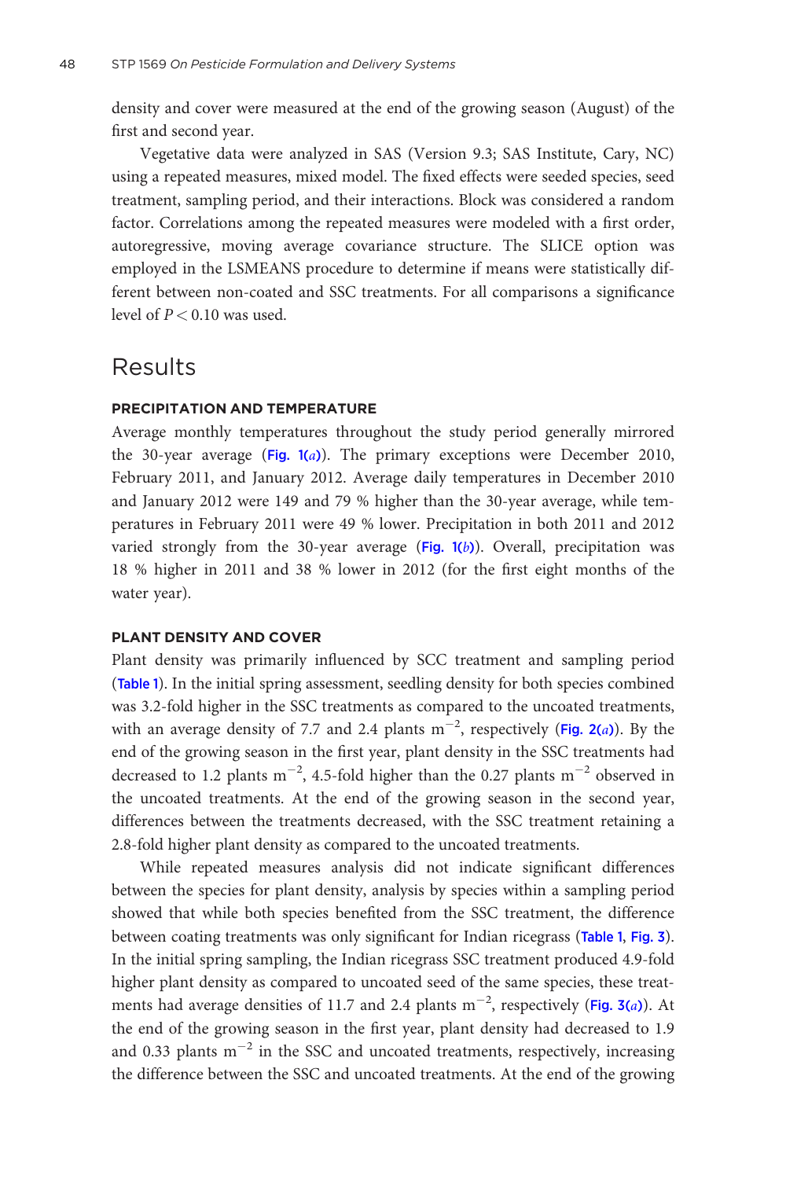density and cover were measured at the end of the growing season (August) of the first and second year.

Vegetative data were analyzed in SAS (Version 9.3; SAS Institute, Cary, NC) using a repeated measures, mixed model. The fixed effects were seeded species, seed treatment, sampling period, and their interactions. Block was considered a random factor. Correlations among the repeated measures were modeled with a first order, autoregressive, moving average covariance structure. The SLICE option was employed in the LSMEANS procedure to determine if means were statistically different between non-coated and SSC treatments. For all comparisons a significance level of $P < 0.10$ was used.

# Results

### PRECIPITATION AND TEMPERATURE

Average monthly temperatures throughout the study period generally mirrored the 30-year average (Fig. 1(*a*)). The primary exceptions were December 2010, February 2011, and January 2012. Average daily temperatures in December 2010 and January 2012 were 149 and 79 % higher than the 30-year average, while temperatures in February 2011 were 49 % lower. Precipitation in both 2011 and 2012 varied strongly from the 30-year average (Fig. 1(*b*)). Overall, precipitation was 18 % higher in 2011 and 38 % lower in 2012 (for the first eight months of the water year).

### PLANT DENSITY AND COVER

Plant density was primarily influenced by SCC treatment and sampling period (Table 1). In the initial spring assessment, seedling density for both species combined was 3.2-fold higher in the SSC treatments as compared to the uncoated treatments, with an average density of 7.7 and 2.4 plants $m^{-2}$, respectively (Fig. 2(*a*)). By the end of the growing season in the first year, plant density in the SSC treatments had decreased to 1.2 plants $m^{-2}$, 4.5-fold higher than the 0.27 plants $m^{-2}$ observed in the uncoated treatments. At the end of the growing season in the second year, differences between the treatments decreased, with the SSC treatment retaining a 2.8-fold higher plant density as compared to the uncoated treatments.

While repeated measures analysis did not indicate significant differences between the species for plant density, analysis by species within a sampling period showed that while both species benefited from the SSC treatment, the difference between coating treatments was only significant for Indian ricegrass (Table 1, Fig. 3). In the initial spring sampling, the Indian ricegrass SSC treatment produced 4.9-fold higher plant density as compared to uncoated seed of the same species, these treatments had average densities of 11.7 and 2.4 plants $m^{-2}$, respectively (Fig. 3(*a*)). At the end of the growing season in the first year, plant density had decreased to 1.9 and 0.33 plants $m^{-2}$ in the SSC and uncoated treatments, respectively, increasing the difference between the SSC and uncoated treatments. At the end of the growing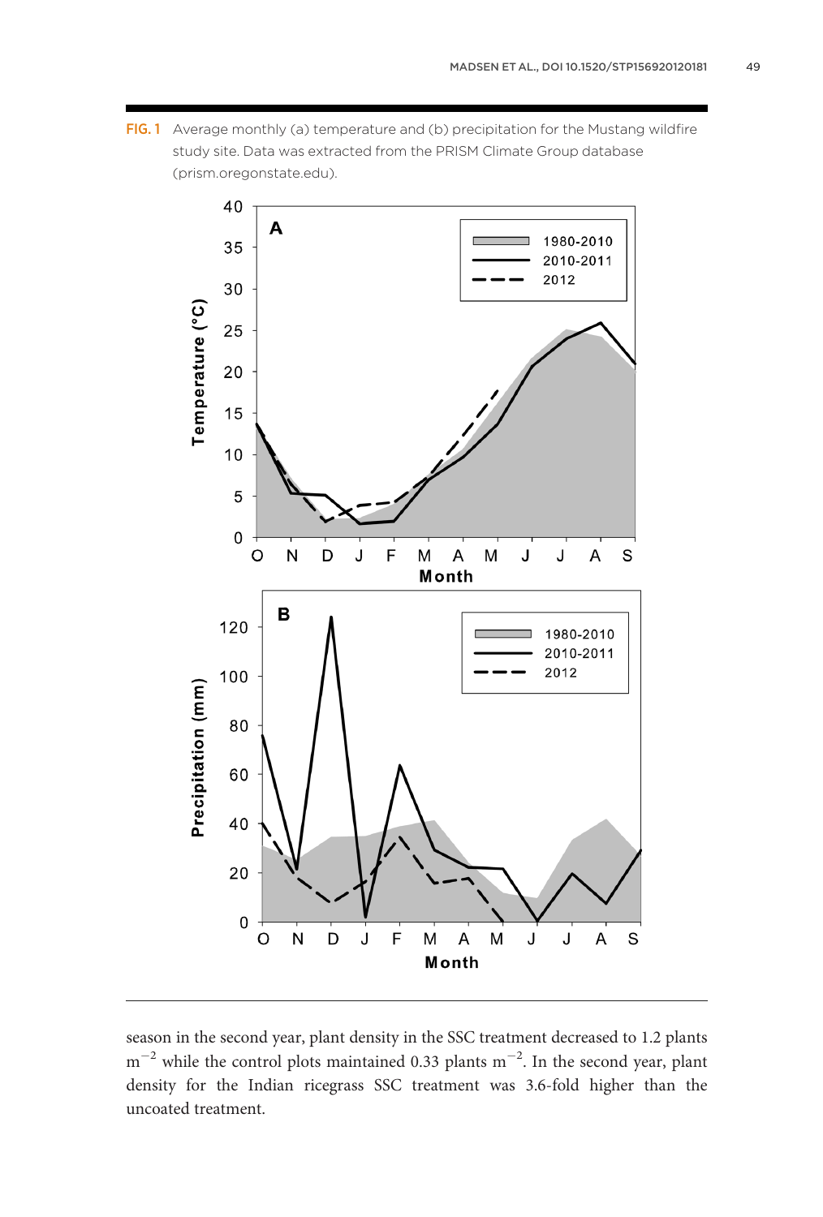FIG. 1 Average monthly (a) temperature and (b) precipitation for the Mustang wildfire study site. Data was extracted from the PRISM Climate Group database (prism.oregonstate.edu).

season in the second year, plant density in the SSC treatment decreased to 1.2 plants $m^{-2}$ while the control plots maintained 0.33 plants $m^{-2}$. In the second year, plant density for the Indian ricegrass SSC treatment was 3.6-fold higher than the uncoated treatment.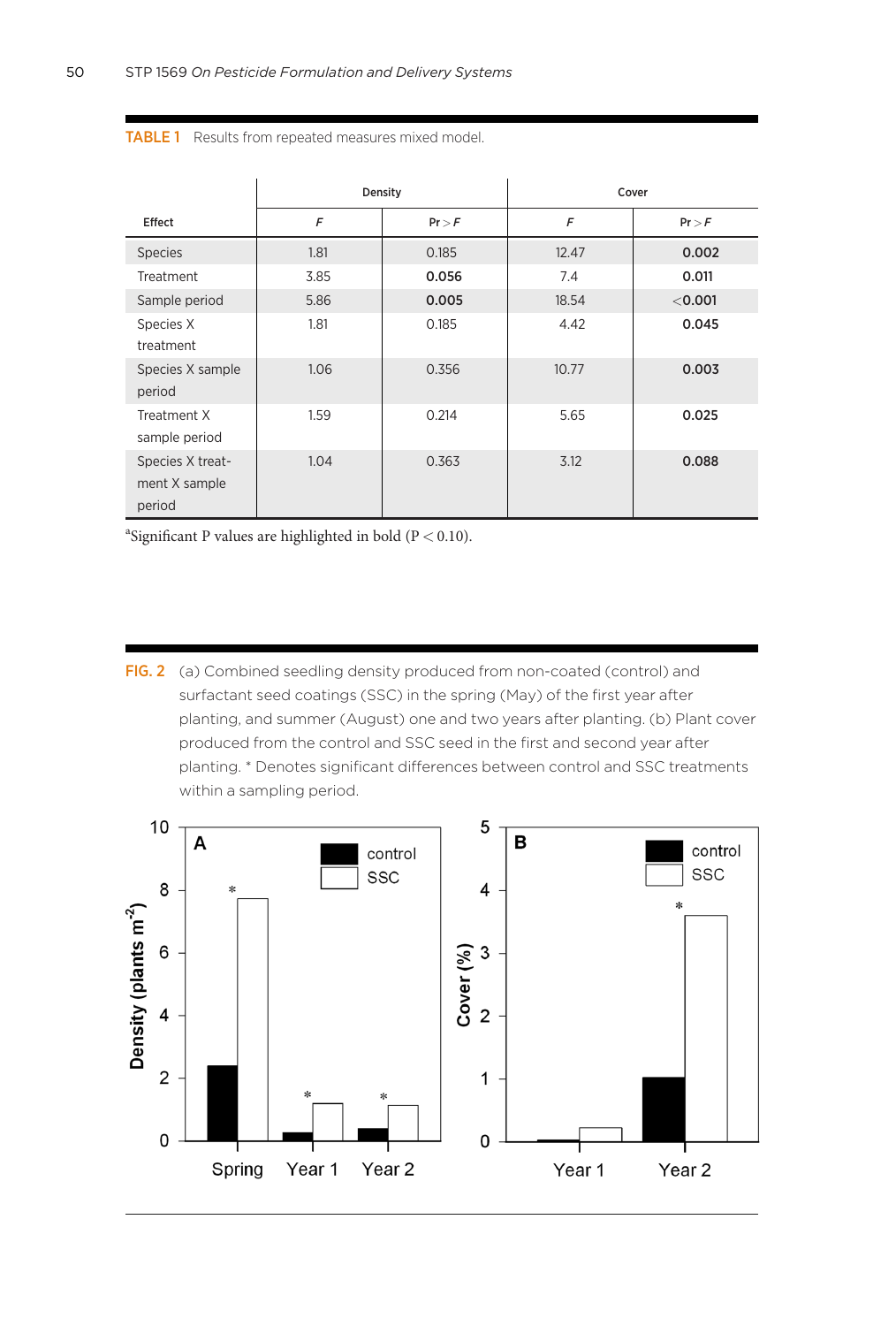**TABLE 1** Results from repeated measures mixed model.

| Effect | Density | | Cover | |
|---|---|---|---|---|
| | *F* | Pr > *F* | *F* | Pr > *F* |
| Species | 1.81 | 0.185 | 12.47 | **0.002** |
| Treatment | 3.85 | **0.056** | 7.4 | **0.011** |
| Sample period | 5.86 | **0.005** | 18.54 | <**0.001** |
| Species X treatment | 1.81 | 0.185 | 4.42 | **0.045** |
| Species X sample period | 1.06 | 0.356 | 10.77 | **0.003** |
| Treatment X sample period | 1.59 | 0.214 | 5.65 | **0.025** |
| Species X treatment X sample period | 1.04 | 0.363 | 3.12 | **0.088** |

[a]Significant P values are highlighted in bold ($P < 0.10$).

**FIG. 2** (a) Combined seedling density produced from non-coated (control) and surfactant seed coatings (SSC) in the spring (May) of the first year after planting, and summer (August) one and two years after planting. (b) Plant cover produced from the control and SSC seed in the first and second year after planting. * Denotes significant differences between control and SSC treatments within a sampling period.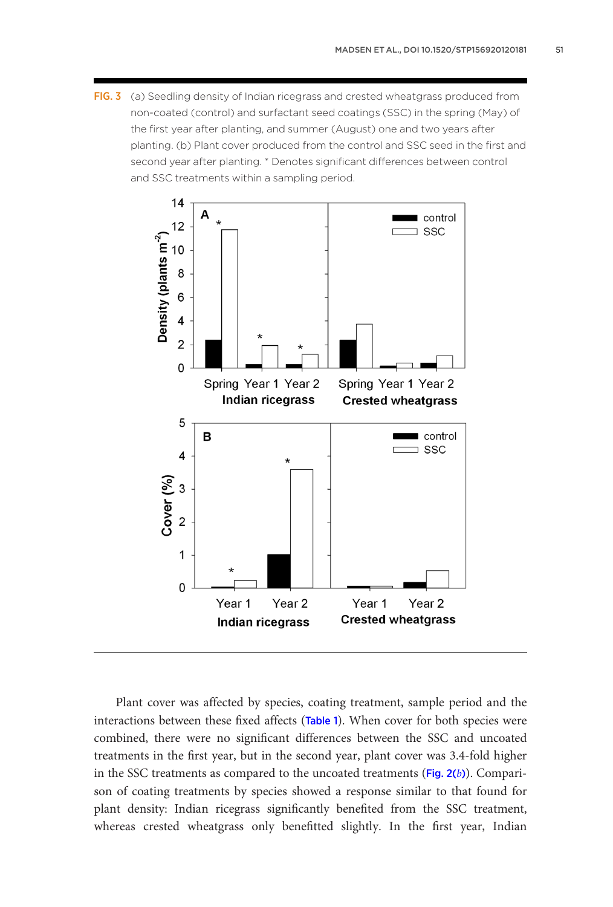FIG. 3 (a) Seedling density of Indian ricegrass and crested wheatgrass produced from non-coated (control) and surfactant seed coatings (SSC) in the spring (May) of the first year after planting, and summer (August) one and two years after planting. (b) Plant cover produced from the control and SSC seed in the first and second year after planting. * Denotes significant differences between control and SSC treatments within a sampling period.

Plant cover was affected by species, coating treatment, sample period and the interactions between these fixed affects (Table 1). When cover for both species were combined, there were no significant differences between the SSC and uncoated treatments in the first year, but in the second year, plant cover was 3.4-fold higher in the SSC treatments as compared to the uncoated treatments (Fig. 2(*b*)). Comparison of coating treatments by species showed a response similar to that found for plant density: Indian ricegrass significantly benefited from the SSC treatment, whereas crested wheatgrass only benefitted slightly. In the first year, Indian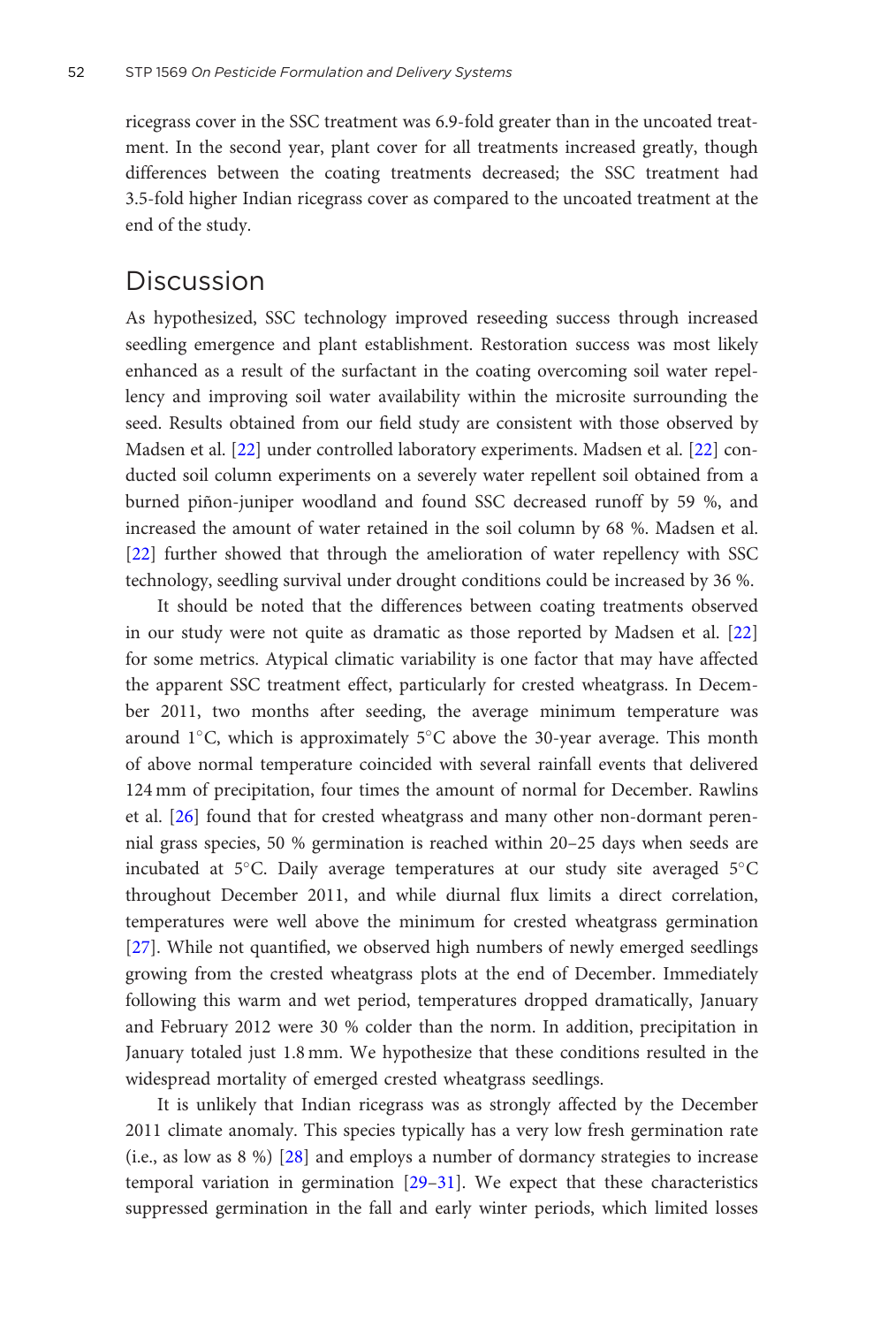ricegrass cover in the SSC treatment was 6.9-fold greater than in the uncoated treatment. In the second year, plant cover for all treatments increased greatly, though differences between the coating treatments decreased; the SSC treatment had 3.5-fold higher Indian ricegrass cover as compared to the uncoated treatment at the end of the study.

## Discussion

As hypothesized, SSC technology improved reseeding success through increased seedling emergence and plant establishment. Restoration success was most likely enhanced as a result of the surfactant in the coating overcoming soil water repellency and improving soil water availability within the microsite surrounding the seed. Results obtained from our field study are consistent with those observed by Madsen et al. [22] under controlled laboratory experiments. Madsen et al. [22] conducted soil column experiments on a severely water repellent soil obtained from a burned piñon-juniper woodland and found SSC decreased runoff by 59 %, and increased the amount of water retained in the soil column by 68 %. Madsen et al. [22] further showed that through the amelioration of water repellency with SSC technology, seedling survival under drought conditions could be increased by 36 %.

It should be noted that the differences between coating treatments observed in our study were not quite as dramatic as those reported by Madsen et al. [22] for some metrics. Atypical climatic variability is one factor that may have affected the apparent SSC treatment effect, particularly for crested wheatgrass. In December 2011, two months after seeding, the average minimum temperature was around 1°C, which is approximately 5°C above the 30-year average. This month of above normal temperature coincided with several rainfall events that delivered 124 mm of precipitation, four times the amount of normal for December. Rawlins et al. [26] found that for crested wheatgrass and many other non-dormant perennial grass species, 50 % germination is reached within 20–25 days when seeds are incubated at 5°C. Daily average temperatures at our study site averaged 5°C throughout December 2011, and while diurnal flux limits a direct correlation, temperatures were well above the minimum for crested wheatgrass germination [27]. While not quantified, we observed high numbers of newly emerged seedlings growing from the crested wheatgrass plots at the end of December. Immediately following this warm and wet period, temperatures dropped dramatically, January and February 2012 were 30 % colder than the norm. In addition, precipitation in January totaled just 1.8 mm. We hypothesize that these conditions resulted in the widespread mortality of emerged crested wheatgrass seedlings.

It is unlikely that Indian ricegrass was as strongly affected by the December 2011 climate anomaly. This species typically has a very low fresh germination rate (i.e., as low as 8 %) [28] and employs a number of dormancy strategies to increase temporal variation in germination [29–31]. We expect that these characteristics suppressed germination in the fall and early winter periods, which limited losses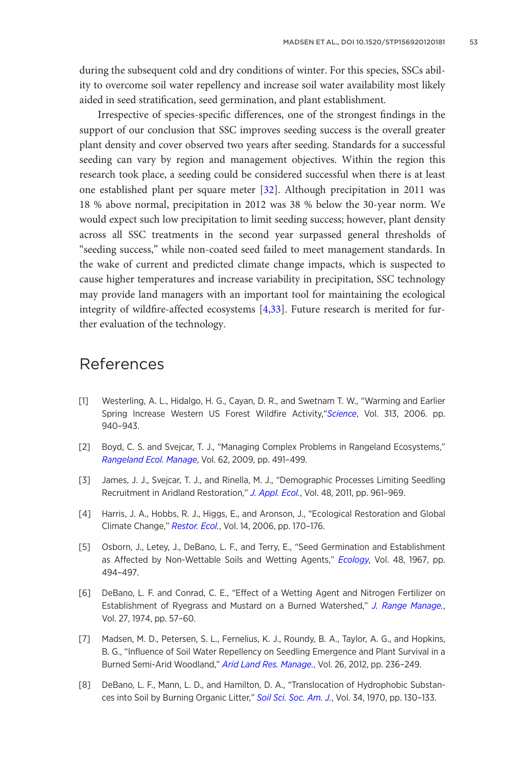during the subsequent cold and dry conditions of winter. For this species, SSCs ability to overcome soil water repellency and increase soil water availability most likely aided in seed stratification, seed germination, and plant establishment.

Irrespective of species-specific differences, one of the strongest findings in the support of our conclusion that SSC improves seeding success is the overall greater plant density and cover observed two years after seeding. Standards for a successful seeding can vary by region and management objectives. Within the region this research took place, a seeding could be considered successful when there is at least one established plant per square meter [32]. Although precipitation in 2011 was 18 % above normal, precipitation in 2012 was 38 % below the 30-year norm. We would expect such low precipitation to limit seeding success; however, plant density across all SSC treatments in the second year surpassed general thresholds of "seeding success," while non-coated seed failed to meet management standards. In the wake of current and predicted climate change impacts, which is suspected to cause higher temperatures and increase variability in precipitation, SSC technology may provide land managers with an important tool for maintaining the ecological integrity of wildfire-affected ecosystems [4,33]. Future research is merited for further evaluation of the technology.

# References

[1] Westerling, A. L., Hidalgo, H. G., Cayan, D. R., and Swetnam T. W., "Warming and Earlier Spring Increase Western US Forest Wildfire Activity,"*Science*, Vol. 313, 2006. pp. 940–943.

[2] Boyd, C. S. and Svejcar, T. J., "Managing Complex Problems in Rangeland Ecosystems," *Rangeland Ecol. Manage*, Vol. 62, 2009, pp. 491–499.

[3] James, J. J., Svejcar, T. J., and Rinella, M. J., "Demographic Processes Limiting Seedling Recruitment in Aridland Restoration," *J. Appl. Ecol.*, Vol. 48, 2011, pp. 961–969.

[4] Harris, J. A., Hobbs, R. J., Higgs, E., and Aronson, J., "Ecological Restoration and Global Climate Change," *Restor. Ecol.*, Vol. 14, 2006, pp. 170–176.

[5] Osborn, J., Letey, J., DeBano, L. F., and Terry, E., "Seed Germination and Establishment as Affected by Non-Wettable Soils and Wetting Agents," *Ecology*, Vol. 48, 1967, pp. 494–497.

[6] DeBano, L. F. and Conrad, C. E., "Effect of a Wetting Agent and Nitrogen Fertilizer on Establishment of Ryegrass and Mustard on a Burned Watershed," *J. Range Manage.*, Vol. 27, 1974, pp. 57–60.

[7] Madsen, M. D., Petersen, S. L., Fernelius, K. J., Roundy, B. A., Taylor, A. G., and Hopkins, B. G., "Influence of Soil Water Repellency on Seedling Emergence and Plant Survival in a Burned Semi-Arid Woodland," *Arid Land Res. Manage.*, Vol. 26, 2012, pp. 236–249.

[8] DeBano, L. F., Mann, L. D., and Hamilton, D. A., "Translocation of Hydrophobic Substances into Soil by Burning Organic Litter," *Soil Sci. Soc. Am. J.*, Vol. 34, 1970, pp. 130–133.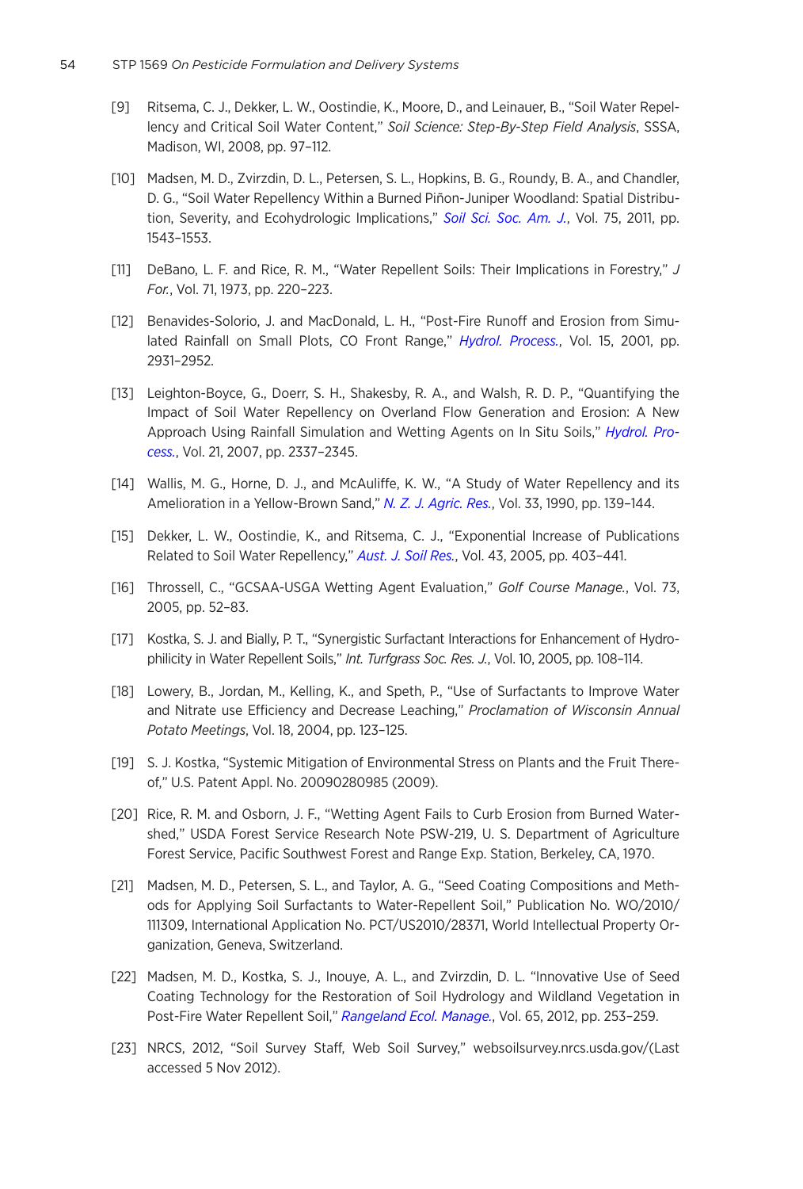[9] Ritsema, C. J., Dekker, L. W., Oostindie, K., Moore, D., and Leinauer, B., "Soil Water Repellency and Critical Soil Water Content," *Soil Science: Step-By-Step Field Analysis*, SSSA, Madison, WI, 2008, pp. 97–112.

[10] Madsen, M. D., Zvirzdin, D. L., Petersen, S. L., Hopkins, B. G., Roundy, B. A., and Chandler, D. G., "Soil Water Repellency Within a Burned Piñon-Juniper Woodland: Spatial Distribution, Severity, and Ecohydrologic Implications," *Soil Sci. Soc. Am. J.*, Vol. 75, 2011, pp. 1543–1553.

[11] DeBano, L. F. and Rice, R. M., "Water Repellent Soils: Their Implications in Forestry," *J For.*, Vol. 71, 1973, pp. 220–223.

[12] Benavides-Solorio, J. and MacDonald, L. H., "Post-Fire Runoff and Erosion from Simulated Rainfall on Small Plots, CO Front Range," *Hydrol. Process.*, Vol. 15, 2001, pp. 2931–2952.

[13] Leighton-Boyce, G., Doerr, S. H., Shakesby, R. A., and Walsh, R. D. P., "Quantifying the Impact of Soil Water Repellency on Overland Flow Generation and Erosion: A New Approach Using Rainfall Simulation and Wetting Agents on In Situ Soils," *Hydrol. Process.*, Vol. 21, 2007, pp. 2337–2345.

[14] Wallis, M. G., Horne, D. J., and McAuliffe, K. W., "A Study of Water Repellency and its Amelioration in a Yellow-Brown Sand," *N. Z. J. Agric. Res.*, Vol. 33, 1990, pp. 139–144.

[15] Dekker, L. W., Oostindie, K., and Ritsema, C. J., "Exponential Increase of Publications Related to Soil Water Repellency," *Aust. J. Soil Res.*, Vol. 43, 2005, pp. 403–441.

[16] Throssell, C., "GCSAA-USGA Wetting Agent Evaluation," *Golf Course Manage.*, Vol. 73, 2005, pp. 52–83.

[17] Kostka, S. J. and Bially, P. T., "Synergistic Surfactant Interactions for Enhancement of Hydrophilicity in Water Repellent Soils," *Int. Turfgrass Soc. Res. J.*, Vol. 10, 2005, pp. 108–114.

[18] Lowery, B., Jordan, M., Kelling, K., and Speth, P., "Use of Surfactants to Improve Water and Nitrate use Efficiency and Decrease Leaching," *Proclamation of Wisconsin Annual Potato Meetings*, Vol. 18, 2004, pp. 123–125.

[19] S. J. Kostka, "Systemic Mitigation of Environmental Stress on Plants and the Fruit Thereof," U.S. Patent Appl. No. 20090280985 (2009).

[20] Rice, R. M. and Osborn, J. F., "Wetting Agent Fails to Curb Erosion from Burned Watershed," USDA Forest Service Research Note PSW-219, U. S. Department of Agriculture Forest Service, Pacific Southwest Forest and Range Exp. Station, Berkeley, CA, 1970.

[21] Madsen, M. D., Petersen, S. L., and Taylor, A. G., "Seed Coating Compositions and Methods for Applying Soil Surfactants to Water-Repellent Soil," Publication No. WO/2010/111309, International Application No. PCT/US2010/28371, World Intellectual Property Organization, Geneva, Switzerland.

[22] Madsen, M. D., Kostka, S. J., Inouye, A. L., and Zvirzdin, D. L. "Innovative Use of Seed Coating Technology for the Restoration of Soil Hydrology and Wildland Vegetation in Post-Fire Water Repellent Soil," *Rangeland Ecol. Manage.*, Vol. 65, 2012, pp. 253–259.

[23] NRCS, 2012, "Soil Survey Staff, Web Soil Survey," websoilsurvey.nrcs.usda.gov/(Last accessed 5 Nov 2012).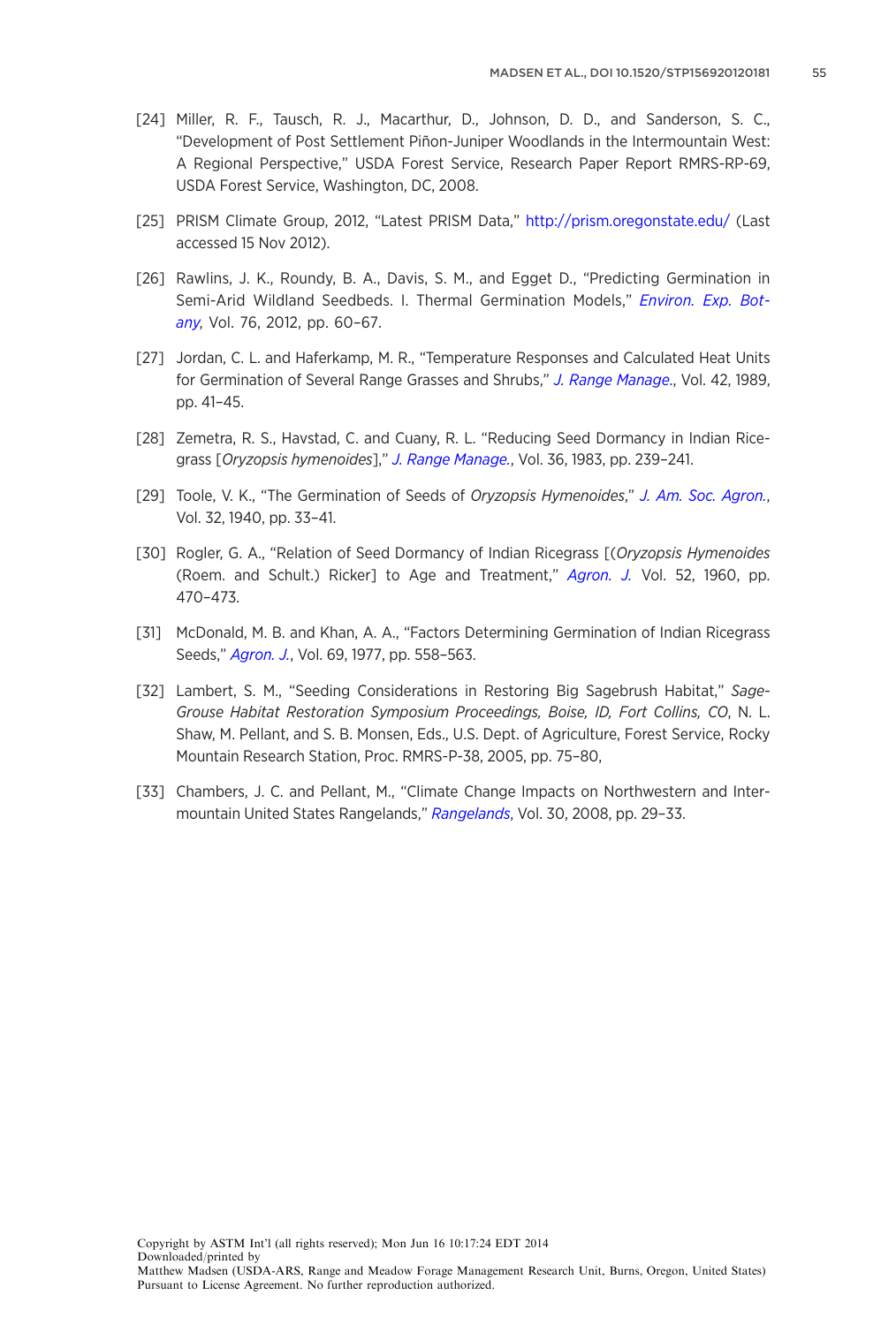[24] Miller, R. F., Tausch, R. J., Macarthur, D., Johnson, D. D., and Sanderson, S. C., "Development of Post Settlement Piñon-Juniper Woodlands in the Intermountain West: A Regional Perspective," USDA Forest Service, Research Paper Report RMRS-RP-69, USDA Forest Service, Washington, DC, 2008.

[25] PRISM Climate Group, 2012, "Latest PRISM Data," http://prism.oregonstate.edu/ (Last accessed 15 Nov 2012).

[26] Rawlins, J. K., Roundy, B. A., Davis, S. M., and Egget D., "Predicting Germination in Semi-Arid Wildland Seedbeds. I. Thermal Germination Models," *Environ. Exp. Botany*, Vol. 76, 2012, pp. 60–67.

[27] Jordan, C. L. and Haferkamp, M. R., "Temperature Responses and Calculated Heat Units for Germination of Several Range Grasses and Shrubs," *J. Range Manage.*, Vol. 42, 1989, pp. 41–45.

[28] Zemetra, R. S., Havstad, C. and Cuany, R. L. "Reducing Seed Dormancy in Indian Ricegrass [*Oryzopsis hymenoides*]," *J. Range Manage.*, Vol. 36, 1983, pp. 239–241.

[29] Toole, V. K., "The Germination of Seeds of *Oryzopsis Hymenoides*," *J. Am. Soc. Agron.*, Vol. 32, 1940, pp. 33–41.

[30] Rogler, G. A., "Relation of Seed Dormancy of Indian Ricegrass [(*Oryzopsis Hymenoides* (Roem. and Schult.) Ricker] to Age and Treatment," *Agron. J.* Vol. 52, 1960, pp. 470–473.

[31] McDonald, M. B. and Khan, A. A., "Factors Determining Germination of Indian Ricegrass Seeds," *Agron. J.*, Vol. 69, 1977, pp. 558–563.

[32] Lambert, S. M., "Seeding Considerations in Restoring Big Sagebrush Habitat," *Sage-Grouse Habitat Restoration Symposium Proceedings, Boise, ID, Fort Collins, CO*, N. L. Shaw, M. Pellant, and S. B. Monsen, Eds., U.S. Dept. of Agriculture, Forest Service, Rocky Mountain Research Station, Proc. RMRS-P-38, 2005, pp. 75–80,

[33] Chambers, J. C. and Pellant, M., "Climate Change Impacts on Northwestern and Intermountain United States Rangelands," *Rangelands*, Vol. 30, 2008, pp. 29–33.